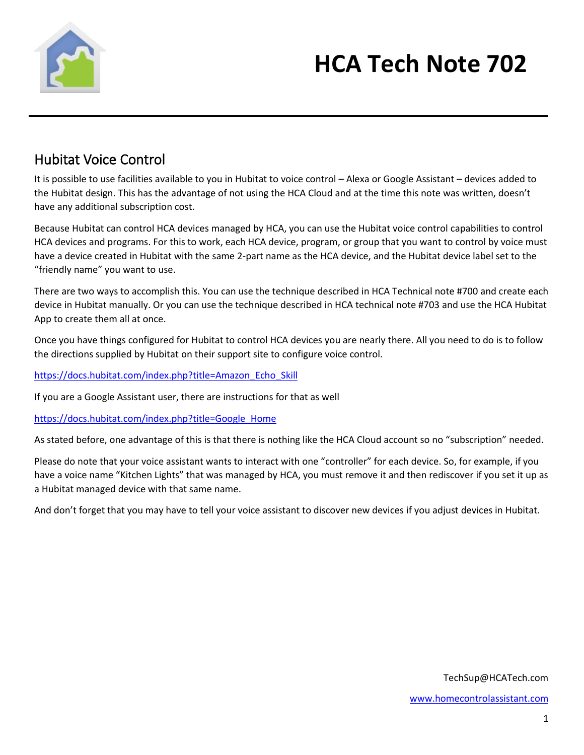# HCA Tech Note 702

## Hubitat Voice Control

It is possible to use facilities available to you in Hubitat to voice control – Alexa or Google Assistant – devices added to the Hubitat design. This has the advantage of not using the HCA Cloud and at the time this note was written, doesn't have any additional subscription cost.

Because Hubitat can control HCA devices managed by HCA, you can use the Hubitat voice control capabilities to control HCA devices and programs. For this to work, each HCA device, program, or group that you want to control by voice must have a device created in Hubitat with the same 2-part name as the HCA device, and the Hubitat device label set to the "friendly name" you want to use.

There are two ways to accomplish this. You can use the technique described in HCA Technical note #700 and create each device in Hubitat manually. Or you can use the technique described in HCA technical note #703 and use the HCA Hubitat App to create them all at once.

Once you have things configured for Hubitat to control HCA devices you are nearly there. All you need to do is to follow the directions supplied by Hubitat on their support site to configure voice control.

https://docs.hubitat.com/index.php?title=Amazon_Echo_Skill

If you are a Google Assistant user, there are instructions for that as well

https://docs.hubitat.com/index.php?title=Google_Home

As stated before, one advantage of this is that there is nothing like the HCA Cloud account so no "subscription" needed.

Please do note that your voice assistant wants to interact with one "controller" for each device. So, for example, if you have a voice name "Kitchen Lights" that was managed by HCA, you must remove it and then rediscover if you set it up as a Hubitat managed device with that same name.

And don't forget that you may have to tell your voice assistant to discover new devices if you adjust devices in Hubitat.

TechSup@HCATech.com

www.homecontrolassistant.com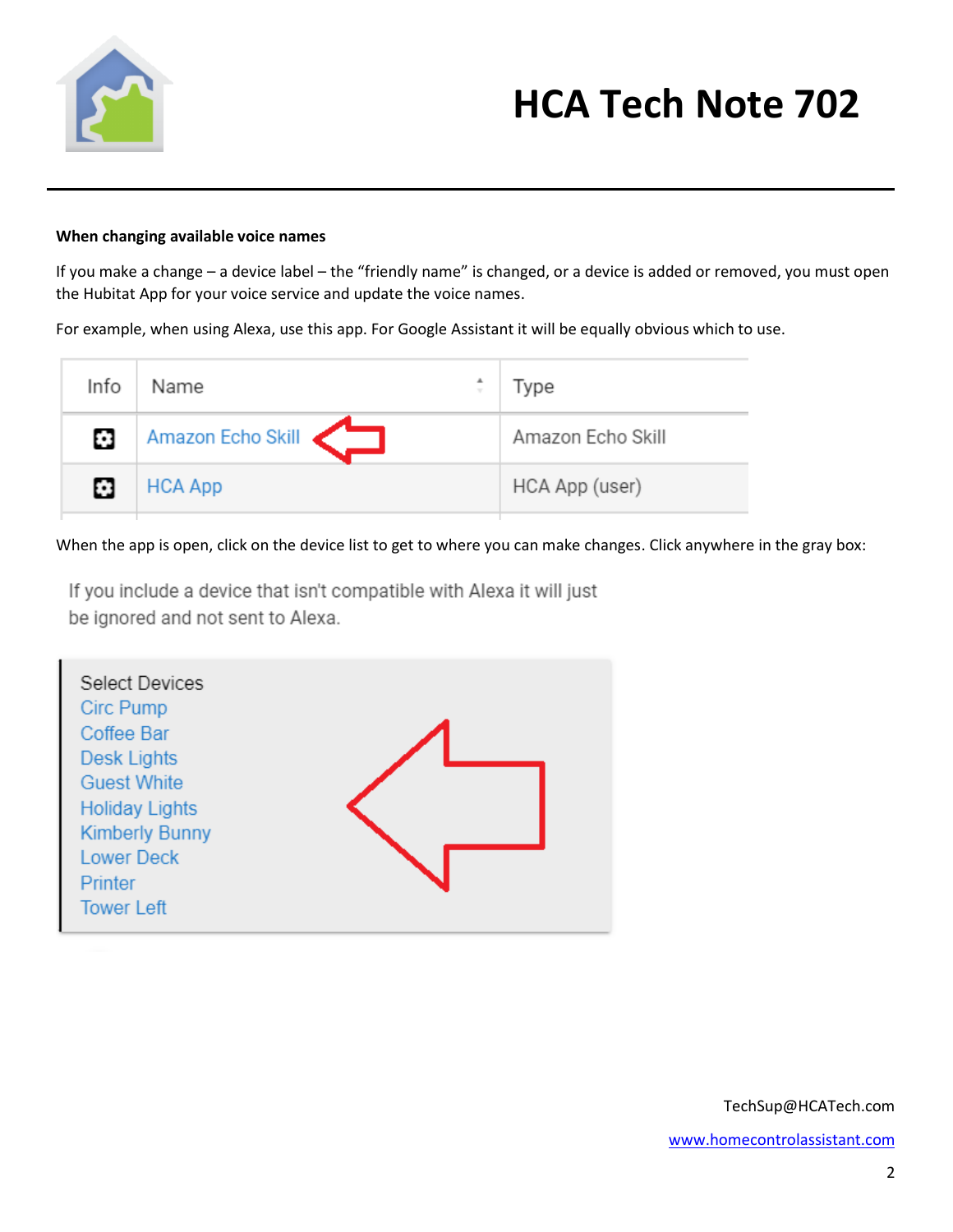**When changing available voice names**

If you make a change – a device label – the "friendly name" is changed, or a device is added or removed, you must open the Hubitat App for your voice service and update the voice names.

For example, when using Alexa, use this app. For Google Assistant it will be equally obvious which to use.

| Info | Name | Type |
|---|---|---|
| | Amazon Echo Skill | Amazon Echo Skill |
| | HCA App | HCA App (user) |

When the app is open, click on the device list to get to where you can make changes. Click anywhere in the gray box:

If you include a device that isn't compatible with Alexa it will just be ignored and not sent to Alexa.

Select Devices
Circ Pump
Coffee Bar
Desk Lights
Guest White
Holiday Lights
Kimberly Bunny
Lower Deck
Printer
Tower Left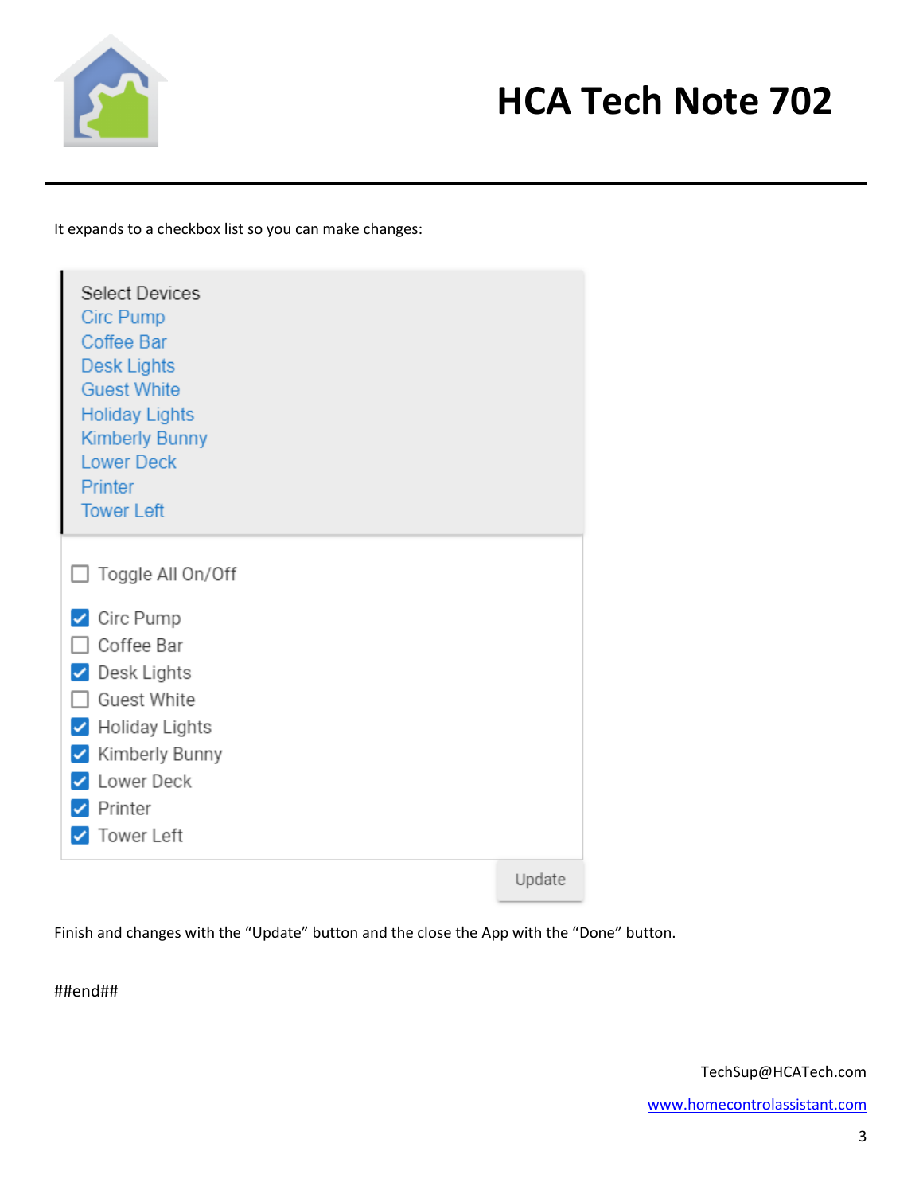It expands to a checkbox list so you can make changes:

Select Devices
Circ Pump
Coffee Bar
Desk Lights
Guest White
Holiday Lights
Kimberly Bunny
Lower Deck
Printer
Tower Left

- [ ] Toggle All On/Off

- [x] Circ Pump
- [ ] Coffee Bar
- [x] Desk Lights
- [ ] Guest White
- [x] Holiday Lights
- [x] Kimberly Bunny
- [x] Lower Deck
- [x] Printer
- [x] Tower Left

Update

Finish and changes with the “Update” button and the close the App with the “Done” button.

##end##

TechSup@HCATech.com

[www.homecontrolassistant.com](http://www.homecontrolassistant.com)